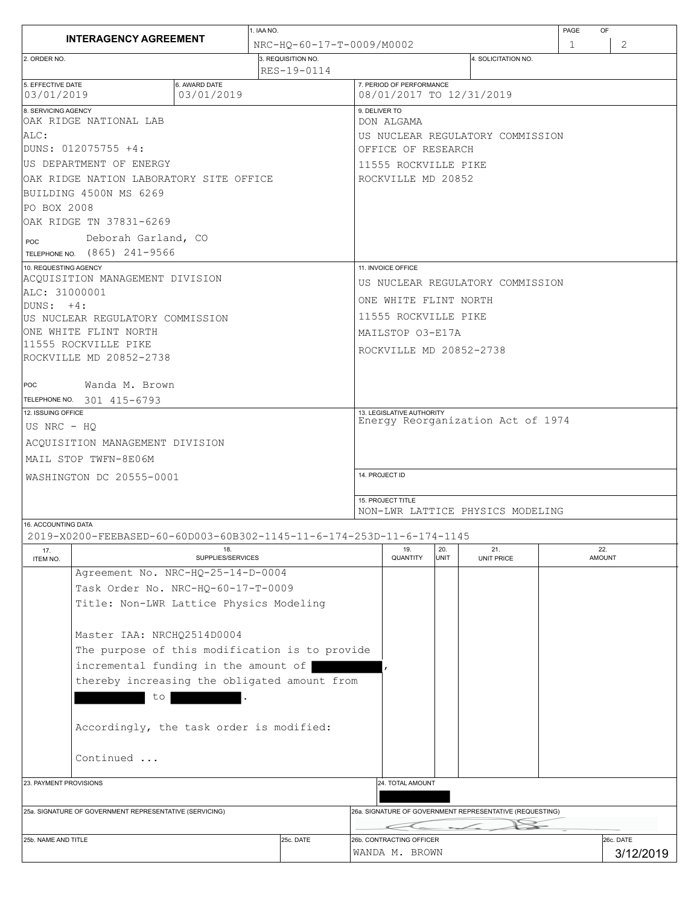# INTERAGENCY AGREEMENT

| Field | Value |
|---|---|
| 1. IAA NO. | NRC-HQ-60-17-T-0009/M0002 |
| 2. ORDER NO. | |
| 3. REQUISITION NO. | RES-19-0114 |
| 4. SOLICITATION NO. | |
| 5. EFFECTIVE DATE | 03/01/2019 |
| 6. AWARD DATE | 03/01/2019 |
| 7. PERIOD OF PERFORMANCE | 08/01/2017 TO 12/31/2019 |

**8. SERVICING AGENCY**

OAK RIDGE NATIONAL LAB
ALC:
DUNS: 012075755 +4:
US DEPARTMENT OF ENERGY
OAK RIDGE NATION LABORATORY SITE OFFICE
BUILDING 4500N MS 6269
PO BOX 2008
OAK RIDGE TN 37831-6269

POC Deborah Garland, CO
TELEPHONE NO. (865) 241-9566

**9. DELIVER TO**

DON ALGAMA
US NUCLEAR REGULATORY COMMISSION
OFFICE OF RESEARCH
11555 ROCKVILLE PIKE
ROCKVILLE MD 20852

**10. REQUESTING AGENCY**

ACQUISITION MANAGEMENT DIVISION
ALC: 31000001
DUNS: +4:
US NUCLEAR REGULATORY COMMISSION
ONE WHITE FLINT NORTH
11555 ROCKVILLE PIKE
ROCKVILLE MD 20852-2738

POC Wanda M. Brown
TELEPHONE NO. 301 415-6793

**11. INVOICE OFFICE**

US NUCLEAR REGULATORY COMMISSION
ONE WHITE FLINT NORTH
11555 ROCKVILLE PIKE
MAILSTOP O3-E17A
ROCKVILLE MD 20852-2738

**12. ISSUING OFFICE**

US NRC - HQ
ACQUISITION MANAGEMENT DIVISION
MAIL STOP TWFN-8E06M
WASHINGTON DC 20555-0001

**13. LEGISLATIVE AUTHORITY**

Energy Reorganization Act of 1974

**14. PROJECT ID**

**15. PROJECT TITLE**

NON-LWR LATTICE PHYSICS MODELING

**16. ACCOUNTING DATA**

2019-X0200-FEEBASED-60-60D003-60B302-1145-11-6-174-253D-11-6-174-1145

| 17. ITEM NO. | 18. SUPPLIES/SERVICES | 19. QUANTITY | 20. UNIT | 21. UNIT PRICE | 22. AMOUNT |
|---|---|---|---|---|---|
| | Agreement No. NRC-HQ-25-14-D-0004<br>Task Order No. NRC-HQ-60-17-T-0009<br>Title: Non-LWR Lattice Physics Modeling<br><br>Master IAA: NRCHQ2514D0004<br>The purpose of this modification is to provide incremental funding in the amount of [REDACTED], thereby increasing the obligated amount from [REDACTED] to [REDACTED].<br><br>Accordingly, the task order is modified:<br><br>Continued ... | | | | |

**23. PAYMENT PROVISIONS**

**24. TOTAL AMOUNT** [REDACTED]

**25a. SIGNATURE OF GOVERNMENT REPRESENTATIVE (SERVICING)**

**25b. NAME AND TITLE**

**25c. DATE**

**26a. SIGNATURE OF GOVERNMENT REPRESENTATIVE (REQUESTING)**

**26b. CONTRACTING OFFICER** WANDA M. BROWN

**26c. DATE** 3/12/2019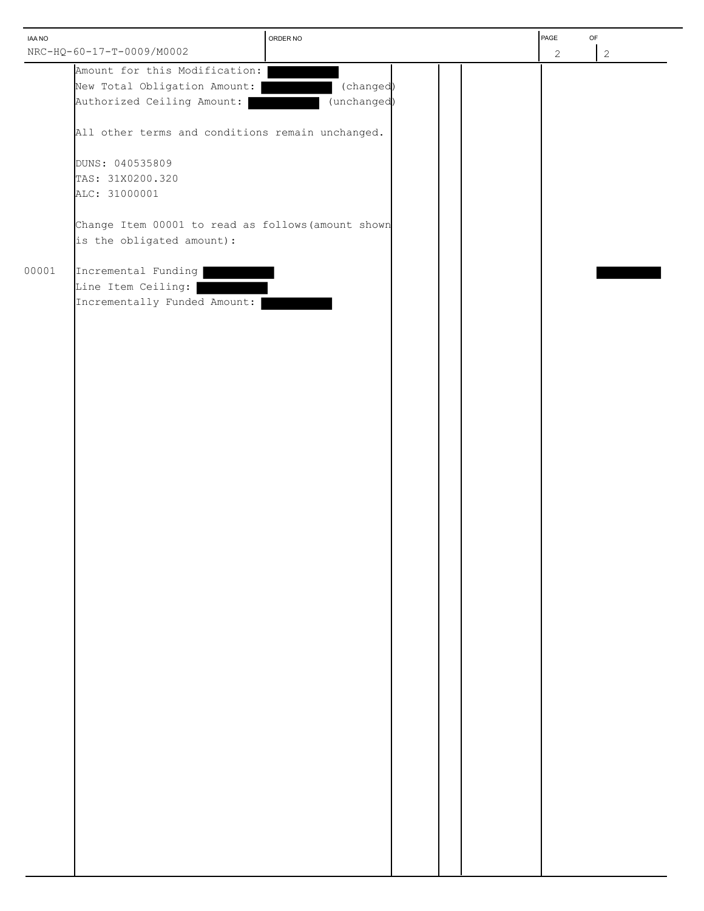| IAA NO | ORDER NO |
| --- | --- |
| NRC-HQ-60-17-T-0009/M0002 | |

Amount for this Modification: [REDACTED]
New Total Obligation Amount: [REDACTED] (changed)
Authorized Ceiling Amount: [REDACTED] (unchanged)

All other terms and conditions remain unchanged.

DUNS: 040535809
TAS: 31X0200.320
ALC: 31000001

Change Item 00001 to read as follows(amount shown is the obligated amount):

| | | | | | | |
| --- | --- | --- | --- | --- | --- | --- |
| 00001 | Incremental Funding [REDACTED]<br>Line Item Ceiling: [REDACTED]<br>Incrementally Funded Amount: [REDACTED] | | | | | [REDACTED] |